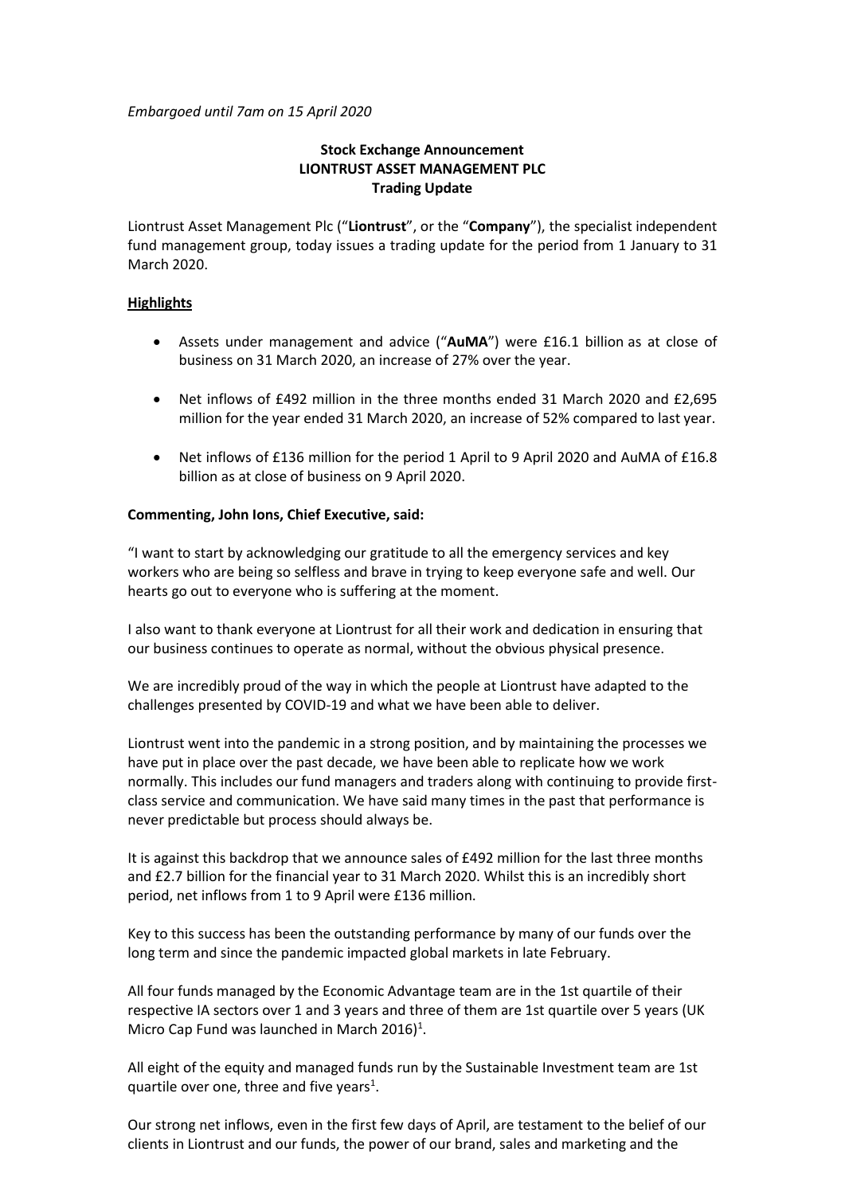*Embargoed until 7am on 15 April 2020*

**Stock Exchange Announcement**
**LIONTRUST ASSET MANAGEMENT PLC**
**Trading Update**

Liontrust Asset Management Plc ("**Liontrust**", or the "**Company**"), the specialist independent fund management group, today issues a trading update for the period from 1 January to 31 March 2020.

**Highlights**

- Assets under management and advice ("**AuMA**") were £16.1 billion as at close of business on 31 March 2020, an increase of 27% over the year.
- Net inflows of £492 million in the three months ended 31 March 2020 and £2,695 million for the year ended 31 March 2020, an increase of 52% compared to last year.
- Net inflows of £136 million for the period 1 April to 9 April 2020 and AuMA of £16.8 billion as at close of business on 9 April 2020.

**Commenting, John Ions, Chief Executive, said:**

"I want to start by acknowledging our gratitude to all the emergency services and key workers who are being so selfless and brave in trying to keep everyone safe and well. Our hearts go out to everyone who is suffering at the moment.

I also want to thank everyone at Liontrust for all their work and dedication in ensuring that our business continues to operate as normal, without the obvious physical presence.

We are incredibly proud of the way in which the people at Liontrust have adapted to the challenges presented by COVID-19 and what we have been able to deliver.

Liontrust went into the pandemic in a strong position, and by maintaining the processes we have put in place over the past decade, we have been able to replicate how we work normally. This includes our fund managers and traders along with continuing to provide first-class service and communication. We have said many times in the past that performance is never predictable but process should always be.

It is against this backdrop that we announce sales of £492 million for the last three months and £2.7 billion for the financial year to 31 March 2020. Whilst this is an incredibly short period, net inflows from 1 to 9 April were £136 million.

Key to this success has been the outstanding performance by many of our funds over the long term and since the pandemic impacted global markets in late February.

All four funds managed by the Economic Advantage team are in the 1st quartile of their respective IA sectors over 1 and 3 years and three of them are 1st quartile over 5 years (UK Micro Cap Fund was launched in March 2016)[1].

All eight of the equity and managed funds run by the Sustainable Investment team are 1st quartile over one, three and five years[1].

Our strong net inflows, even in the first few days of April, are testament to the belief of our clients in Liontrust and our funds, the power of our brand, sales and marketing and the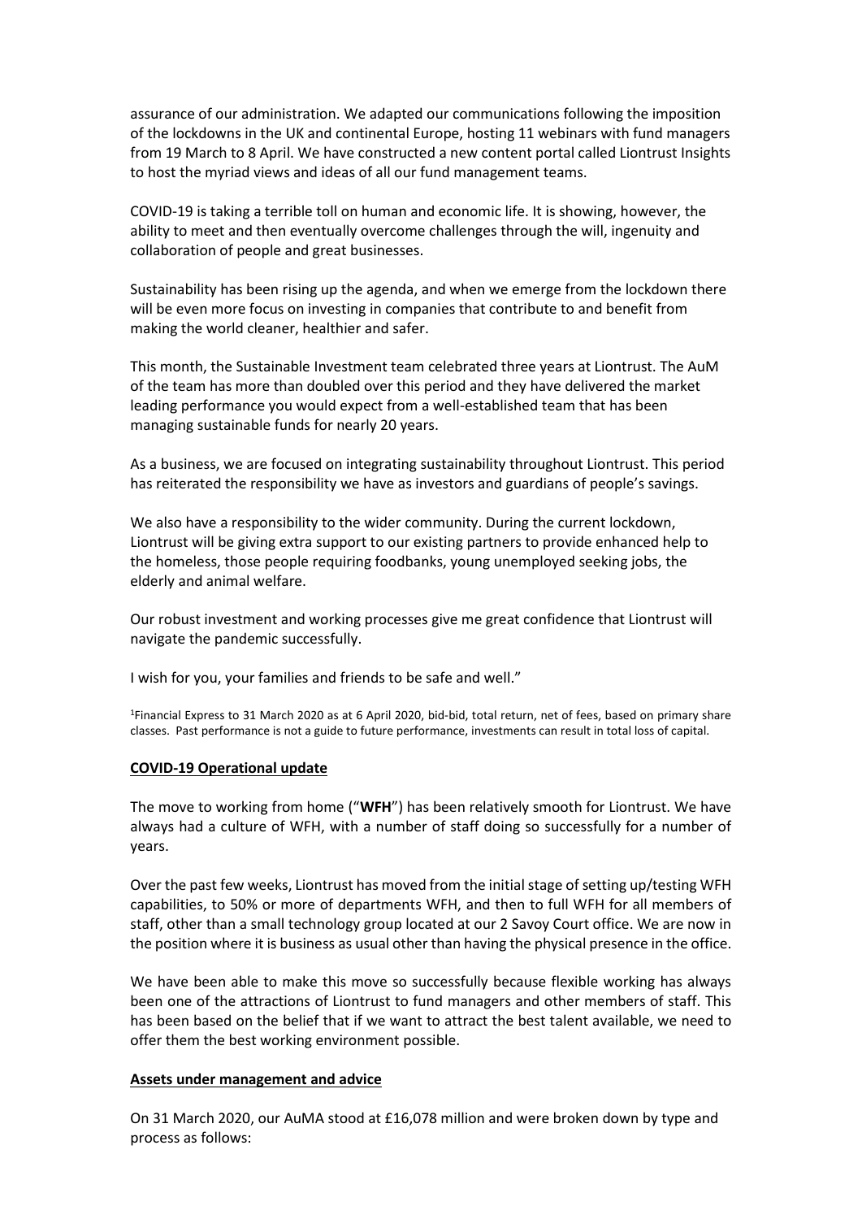assurance of our administration. We adapted our communications following the imposition of the lockdowns in the UK and continental Europe, hosting 11 webinars with fund managers from 19 March to 8 April. We have constructed a new content portal called Liontrust Insights to host the myriad views and ideas of all our fund management teams.

COVID-19 is taking a terrible toll on human and economic life. It is showing, however, the ability to meet and then eventually overcome challenges through the will, ingenuity and collaboration of people and great businesses.

Sustainability has been rising up the agenda, and when we emerge from the lockdown there will be even more focus on investing in companies that contribute to and benefit from making the world cleaner, healthier and safer.

This month, the Sustainable Investment team celebrated three years at Liontrust. The AuM of the team has more than doubled over this period and they have delivered the market leading performance you would expect from a well-established team that has been managing sustainable funds for nearly 20 years.

As a business, we are focused on integrating sustainability throughout Liontrust. This period has reiterated the responsibility we have as investors and guardians of people's savings.

We also have a responsibility to the wider community. During the current lockdown, Liontrust will be giving extra support to our existing partners to provide enhanced help to the homeless, those people requiring foodbanks, young unemployed seeking jobs, the elderly and animal welfare.

Our robust investment and working processes give me great confidence that Liontrust will navigate the pandemic successfully.

I wish for you, your families and friends to be safe and well."

[1]Financial Express to 31 March 2020 as at 6 April 2020, bid-bid, total return, net of fees, based on primary share classes. Past performance is not a guide to future performance, investments can result in total loss of capital.

## COVID-19 Operational update

The move to working from home ("**WFH**") has been relatively smooth for Liontrust. We have always had a culture of WFH, with a number of staff doing so successfully for a number of years.

Over the past few weeks, Liontrust has moved from the initial stage of setting up/testing WFH capabilities, to 50% or more of departments WFH, and then to full WFH for all members of staff, other than a small technology group located at our 2 Savoy Court office. We are now in the position where it is business as usual other than having the physical presence in the office.

We have been able to make this move so successfully because flexible working has always been one of the attractions of Liontrust to fund managers and other members of staff. This has been based on the belief that if we want to attract the best talent available, we need to offer them the best working environment possible.

## Assets under management and advice

On 31 March 2020, our AuMA stood at £16,078 million and were broken down by type and process as follows: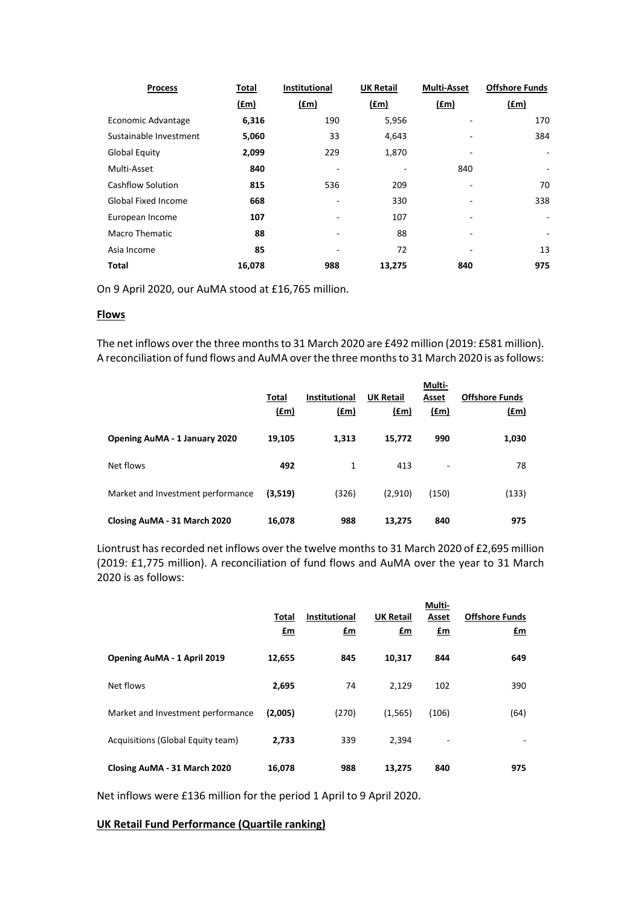| Process | Total (£m) | Institutional (£m) | UK Retail (£m) | Multi-Asset (£m) | Offshore Funds (£m) |
|---|---|---|---|---|---|
| Economic Advantage | **6,316** | 190 | 5,956 | - | 170 |
| Sustainable Investment | **5,060** | 33 | 4,643 | - | 384 |
| Global Equity | **2,099** | 229 | 1,870 | - | - |
| Multi-Asset | **840** | - | - | 840 | - |
| Cashflow Solution | **815** | 536 | 209 | - | 70 |
| Global Fixed Income | **668** | - | 330 | - | 338 |
| European Income | **107** | - | 107 | - | - |
| Macro Thematic | **88** | - | 88 | - | - |
| Asia Income | **85** | - | 72 | - | 13 |
| **Total** | **16,078** | **988** | **13,275** | **840** | **975** |

On 9 April 2020, our AuMA stood at £16,765 million.

## Flows

The net inflows over the three months to 31 March 2020 are £492 million (2019: £581 million). A reconciliation of fund flows and AuMA over the three months to 31 March 2020 is as follows:

| | Total (£m) | Institutional (£m) | UK Retail (£m) | Multi-Asset (£m) | Offshore Funds (£m) |
|---|---|---|---|---|---|
| **Opening AuMA - 1 January 2020** | **19,105** | **1,313** | **15,772** | **990** | **1,030** |
| Net flows | **492** | 1 | 413 | - | 78 |
| Market and Investment performance | **(3,519)** | (326) | (2,910) | (150) | (133) |
| **Closing AuMA - 31 March 2020** | **16,078** | **988** | **13,275** | **840** | **975** |

Liontrust has recorded net inflows over the twelve months to 31 March 2020 of £2,695 million (2019: £1,775 million). A reconciliation of fund flows and AuMA over the year to 31 March 2020 is as follows:

| | Total £m | Institutional £m | UK Retail £m | Multi-Asset £m | Offshore Funds £m |
|---|---|---|---|---|---|
| **Opening AuMA - 1 April 2019** | **12,655** | **845** | **10,317** | **844** | **649** |
| Net flows | **2,695** | 74 | 2,129 | 102 | 390 |
| Market and Investment performance | **(2,005)** | (270) | (1,565) | (106) | (64) |
| Acquisitions (Global Equity team) | **2,733** | 339 | 2,394 | - | - |
| **Closing AuMA - 31 March 2020** | **16,078** | **988** | **13,275** | **840** | **975** |

Net inflows were £136 million for the period 1 April to 9 April 2020.

## UK Retail Fund Performance (Quartile ranking)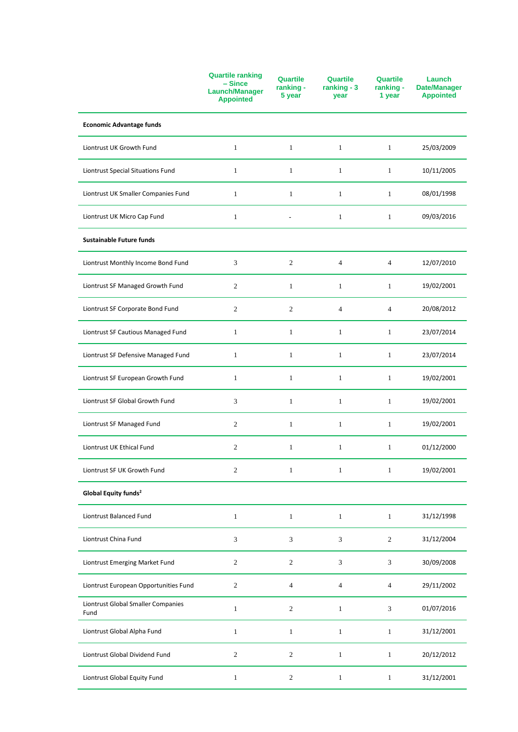| | Quartile ranking – Since Launch/Manager Appointed | Quartile ranking - 5 year | Quartile ranking - 3 year | Quartile ranking - 1 year | Launch Date/Manager Appointed |
|---|---|---|---|---|---|
| **Economic Advantage funds** | | | | | |
| Liontrust UK Growth Fund | 1 | 1 | 1 | 1 | 25/03/2009 |
| Liontrust Special Situations Fund | 1 | 1 | 1 | 1 | 10/11/2005 |
| Liontrust UK Smaller Companies Fund | 1 | 1 | 1 | 1 | 08/01/1998 |
| Liontrust UK Micro Cap Fund | 1 | - | 1 | 1 | 09/03/2016 |
| **Sustainable Future funds** | | | | | |
| Liontrust Monthly Income Bond Fund | 3 | 2 | 4 | 4 | 12/07/2010 |
| Liontrust SF Managed Growth Fund | 2 | 1 | 1 | 1 | 19/02/2001 |
| Liontrust SF Corporate Bond Fund | 2 | 2 | 4 | 4 | 20/08/2012 |
| Liontrust SF Cautious Managed Fund | 1 | 1 | 1 | 1 | 23/07/2014 |
| Liontrust SF Defensive Managed Fund | 1 | 1 | 1 | 1 | 23/07/2014 |
| Liontrust SF European Growth Fund | 1 | 1 | 1 | 1 | 19/02/2001 |
| Liontrust SF Global Growth Fund | 3 | 1 | 1 | 1 | 19/02/2001 |
| Liontrust SF Managed Fund | 2 | 1 | 1 | 1 | 19/02/2001 |
| Liontrust UK Ethical Fund | 2 | 1 | 1 | 1 | 01/12/2000 |
| Liontrust SF UK Growth Fund | 2 | 1 | 1 | 1 | 19/02/2001 |
| **Global Equity funds[2]** | | | | | |
| Liontrust Balanced Fund | 1 | 1 | 1 | 1 | 31/12/1998 |
| Liontrust China Fund | 3 | 3 | 3 | 2 | 31/12/2004 |
| Liontrust Emerging Market Fund | 2 | 2 | 3 | 3 | 30/09/2008 |
| Liontrust European Opportunities Fund | 2 | 4 | 4 | 4 | 29/11/2002 |
| Liontrust Global Smaller Companies Fund | 1 | 2 | 1 | 3 | 01/07/2016 |
| Liontrust Global Alpha Fund | 1 | 1 | 1 | 1 | 31/12/2001 |
| Liontrust Global Dividend Fund | 2 | 2 | 1 | 1 | 20/12/2012 |
| Liontrust Global Equity Fund | 1 | 2 | 1 | 1 | 31/12/2001 |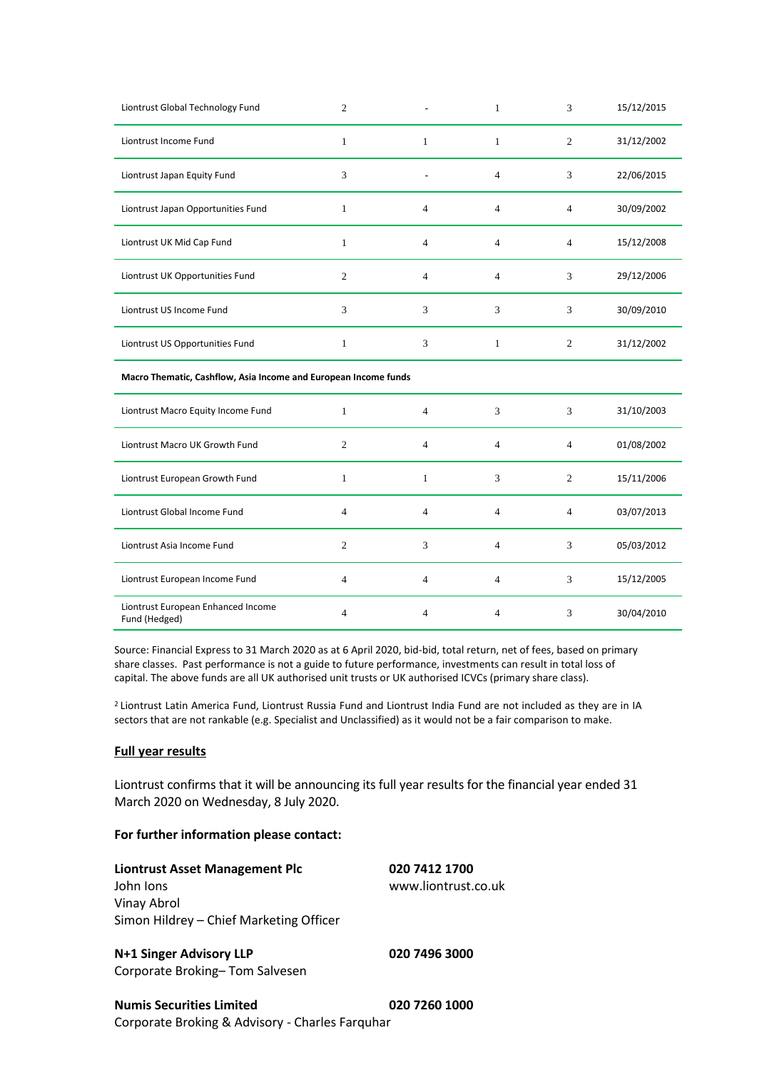| | | | | | |
|---|---|---|---|---|---|
| Liontrust Global Technology Fund | 2 | - | 1 | 3 | 15/12/2015 |
| Liontrust Income Fund | 1 | 1 | 1 | 2 | 31/12/2002 |
| Liontrust Japan Equity Fund | 3 | - | 4 | 3 | 22/06/2015 |
| Liontrust Japan Opportunities Fund | 1 | 4 | 4 | 4 | 30/09/2002 |
| Liontrust UK Mid Cap Fund | 1 | 4 | 4 | 4 | 15/12/2008 |
| Liontrust UK Opportunities Fund | 2 | 4 | 4 | 3 | 29/12/2006 |
| Liontrust US Income Fund | 3 | 3 | 3 | 3 | 30/09/2010 |
| Liontrust US Opportunities Fund | 1 | 3 | 1 | 2 | 31/12/2002 |
| **Macro Thematic, Cashflow, Asia Income and European Income funds** | | | | | |
| Liontrust Macro Equity Income Fund | 1 | 4 | 3 | 3 | 31/10/2003 |
| Liontrust Macro UK Growth Fund | 2 | 4 | 4 | 4 | 01/08/2002 |
| Liontrust European Growth Fund | 1 | 1 | 3 | 2 | 15/11/2006 |
| Liontrust Global Income Fund | 4 | 4 | 4 | 4 | 03/07/2013 |
| Liontrust Asia Income Fund | 2 | 3 | 4 | 3 | 05/03/2012 |
| Liontrust European Income Fund | 4 | 4 | 4 | 3 | 15/12/2005 |
| Liontrust European Enhanced Income Fund (Hedged) | 4 | 4 | 4 | 3 | 30/04/2010 |

Source: Financial Express to 31 March 2020 as at 6 April 2020, bid-bid, total return, net of fees, based on primary share classes. Past performance is not a guide to future performance, investments can result in total loss of capital. The above funds are all UK authorised unit trusts or UK authorised ICVCs (primary share class).

[2] Liontrust Latin America Fund, Liontrust Russia Fund and Liontrust India Fund are not included as they are in IA sectors that are not rankable (e.g. Specialist and Unclassified) as it would not be a fair comparison to make.

**Full year results**

Liontrust confirms that it will be announcing its full year results for the financial year ended 31 March 2020 on Wednesday, 8 July 2020.

**For further information please contact:**

**Liontrust Asset Management Plc** — **020 7412 1700**
John Ions — www.liontrust.co.uk
Vinay Abrol
Simon Hildrey – Chief Marketing Officer

**N+1 Singer Advisory LLP** — **020 7496 3000**
Corporate Broking– Tom Salvesen

**Numis Securities Limited** — **020 7260 1000**
Corporate Broking & Advisory - Charles Farquhar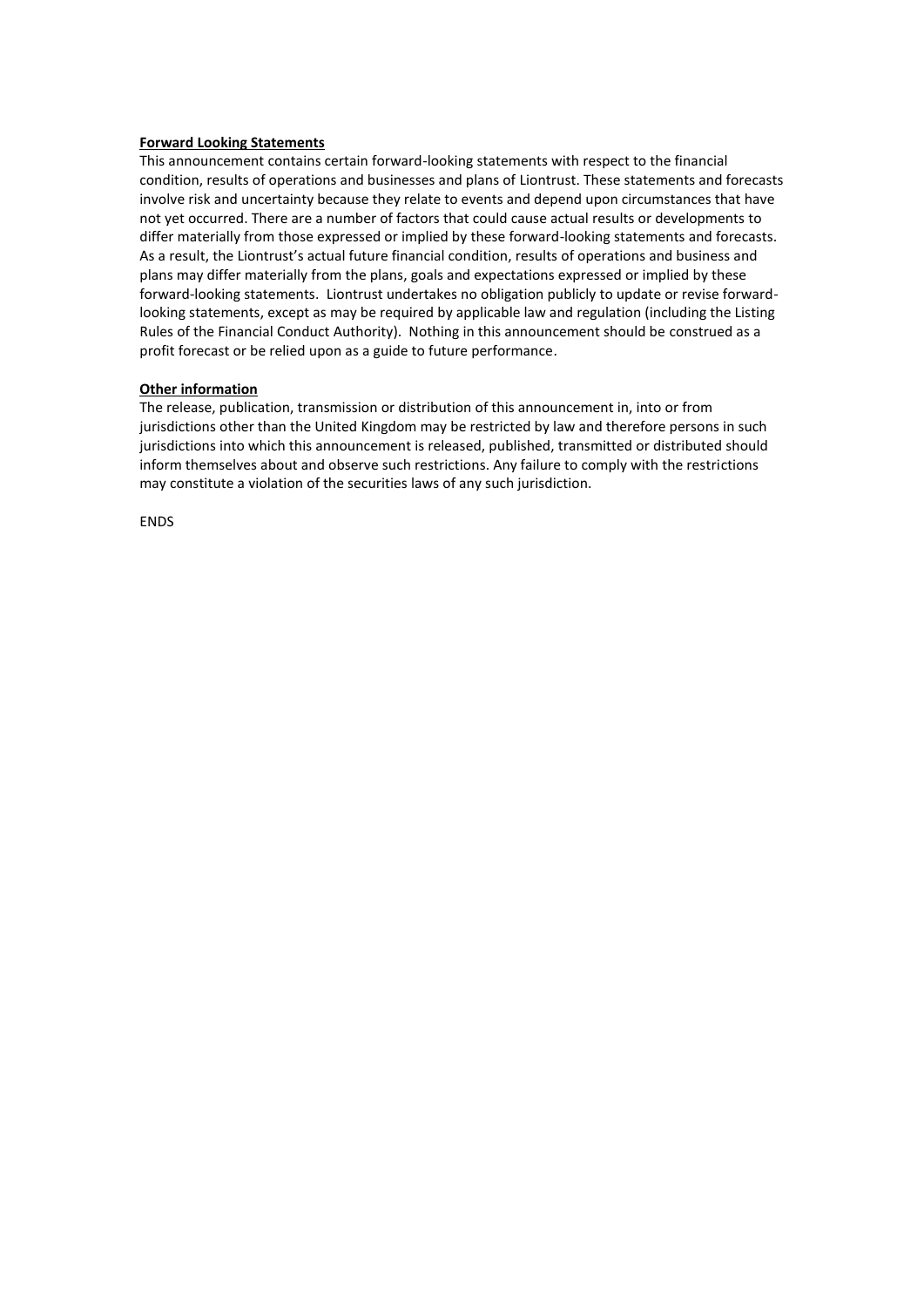**Forward Looking Statements**

This announcement contains certain forward-looking statements with respect to the financial condition, results of operations and businesses and plans of Liontrust. These statements and forecasts involve risk and uncertainty because they relate to events and depend upon circumstances that have not yet occurred. There are a number of factors that could cause actual results or developments to differ materially from those expressed or implied by these forward-looking statements and forecasts. As a result, the Liontrust's actual future financial condition, results of operations and business and plans may differ materially from the plans, goals and expectations expressed or implied by these forward-looking statements. Liontrust undertakes no obligation publicly to update or revise forward-looking statements, except as may be required by applicable law and regulation (including the Listing Rules of the Financial Conduct Authority). Nothing in this announcement should be construed as a profit forecast or be relied upon as a guide to future performance.

**Other information**

The release, publication, transmission or distribution of this announcement in, into or from jurisdictions other than the United Kingdom may be restricted by law and therefore persons in such jurisdictions into which this announcement is released, published, transmitted or distributed should inform themselves about and observe such restrictions. Any failure to comply with the restrictions may constitute a violation of the securities laws of any such jurisdiction.

ENDS